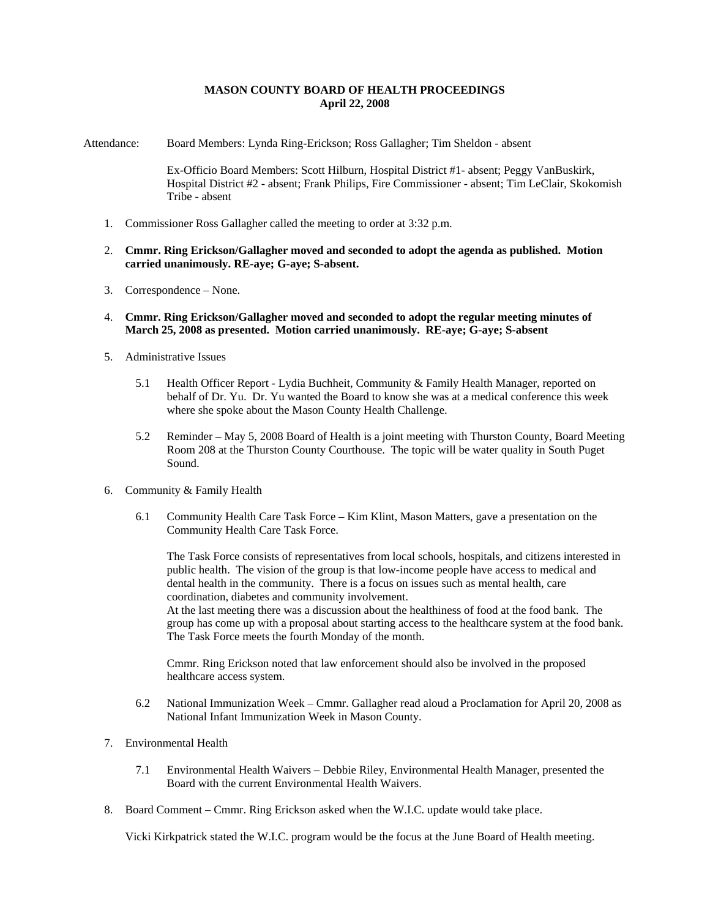**MASON COUNTY BOARD OF HEALTH PROCEEDINGS**
**April 22, 2008**

Attendance: Board Members: Lynda Ring-Erickson; Ross Gallagher; Tim Sheldon - absent

Ex-Officio Board Members: Scott Hilburn, Hospital District #1- absent; Peggy VanBuskirk, Hospital District #2 - absent; Frank Philips, Fire Commissioner - absent; Tim LeClair, Skokomish Tribe - absent

1. Commissioner Ross Gallagher called the meeting to order at 3:32 p.m.

2. **Cmmr. Ring Erickson/Gallagher moved and seconded to adopt the agenda as published. Motion carried unanimously. RE-aye; G-aye; S-absent.**

3. Correspondence – None.

4. **Cmmr. Ring Erickson/Gallagher moved and seconded to adopt the regular meeting minutes of March 25, 2008 as presented. Motion carried unanimously. RE-aye; G-aye; S-absent**

5. Administrative Issues

   5.1 Health Officer Report - Lydia Buchheit, Community & Family Health Manager, reported on behalf of Dr. Yu. Dr. Yu wanted the Board to know she was at a medical conference this week where she spoke about the Mason County Health Challenge.

   5.2 Reminder – May 5, 2008 Board of Health is a joint meeting with Thurston County, Board Meeting Room 208 at the Thurston County Courthouse. The topic will be water quality in South Puget Sound.

6. Community & Family Health

   6.1 Community Health Care Task Force – Kim Klint, Mason Matters, gave a presentation on the Community Health Care Task Force.

   The Task Force consists of representatives from local schools, hospitals, and citizens interested in public health. The vision of the group is that low-income people have access to medical and dental health in the community. There is a focus on issues such as mental health, care coordination, diabetes and community involvement.
   At the last meeting there was a discussion about the healthiness of food at the food bank. The group has come up with a proposal about starting access to the healthcare system at the food bank. The Task Force meets the fourth Monday of the month.

   Cmmr. Ring Erickson noted that law enforcement should also be involved in the proposed healthcare access system.

   6.2 National Immunization Week – Cmmr. Gallagher read aloud a Proclamation for April 20, 2008 as National Infant Immunization Week in Mason County.

7. Environmental Health

   7.1 Environmental Health Waivers – Debbie Riley, Environmental Health Manager, presented the Board with the current Environmental Health Waivers.

8. Board Comment – Cmmr. Ring Erickson asked when the W.I.C. update would take place.

   Vicki Kirkpatrick stated the W.I.C. program would be the focus at the June Board of Health meeting.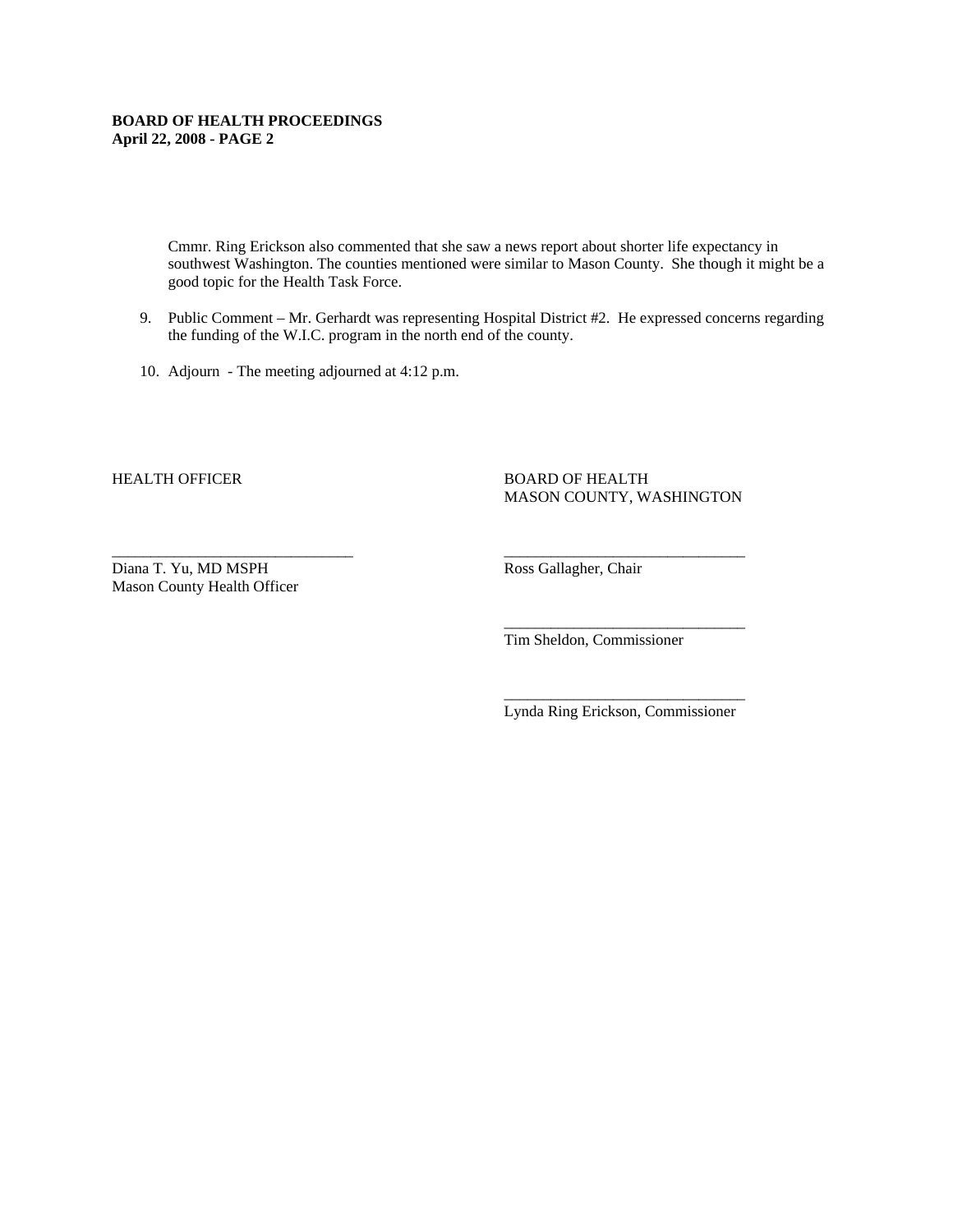Cmmr. Ring Erickson also commented that she saw a news report about shorter life expectancy in southwest Washington. The counties mentioned were similar to Mason County. She though it might be a good topic for the Health Task Force.

9. Public Comment – Mr. Gerhardt was representing Hospital District #2. He expressed concerns regarding the funding of the W.I.C. program in the north end of the county.

10. Adjourn - The meeting adjourned at 4:12 p.m.

HEALTH OFFICER

_______________________________
Diana T. Yu, MD MSPH
Mason County Health Officer

BOARD OF HEALTH
MASON COUNTY, WASHINGTON

_______________________________
Ross Gallagher, Chair

_______________________________
Tim Sheldon, Commissioner

_______________________________
Lynda Ring Erickson, Commissioner